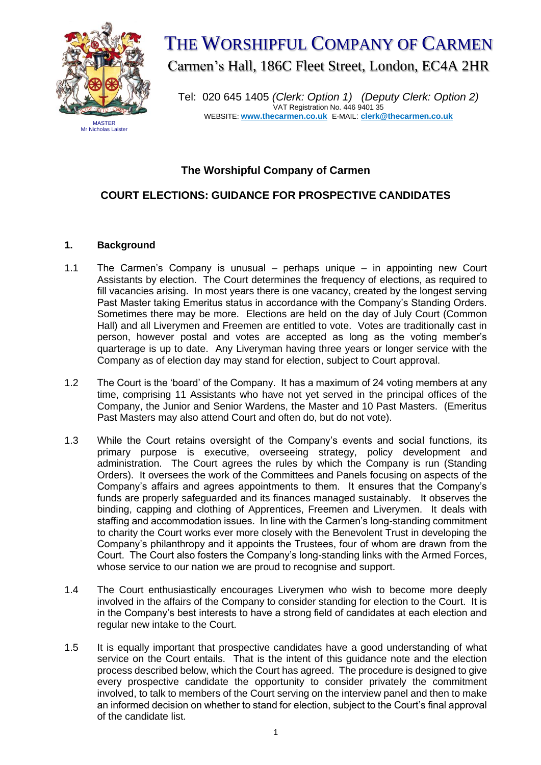# THE WORSHIPFUL COMPANY OF CARMEN

Carmen's Hall, 186C Fleet Street, London, EC4A 2HR

Tel: 020 645 1405 *(Clerk: Option 1) (Deputy Clerk: Option 2)*
VAT Registration No. 446 9401 35
WEBSITE: **www.thecarmen.co.uk** E-MAIL: **clerk@thecarmen.co.uk**

MASTER
Mr Nicholas Laister

## The Worshipful Company of Carmen

## COURT ELECTIONS: GUIDANCE FOR PROSPECTIVE CANDIDATES

### 1. Background

1.1 The Carmen's Company is unusual – perhaps unique – in appointing new Court Assistants by election. The Court determines the frequency of elections, as required to fill vacancies arising. In most years there is one vacancy, created by the longest serving Past Master taking Emeritus status in accordance with the Company's Standing Orders. Sometimes there may be more. Elections are held on the day of July Court (Common Hall) and all Liverymen and Freemen are entitled to vote. Votes are traditionally cast in person, however postal and votes are accepted as long as the voting member's quarterage is up to date. Any Liveryman having three years or longer service with the Company as of election day may stand for election, subject to Court approval.

1.2 The Court is the 'board' of the Company. It has a maximum of 24 voting members at any time, comprising 11 Assistants who have not yet served in the principal offices of the Company, the Junior and Senior Wardens, the Master and 10 Past Masters. (Emeritus Past Masters may also attend Court and often do, but do not vote).

1.3 While the Court retains oversight of the Company's events and social functions, its primary purpose is executive, overseeing strategy, policy development and administration. The Court agrees the rules by which the Company is run (Standing Orders). It oversees the work of the Committees and Panels focusing on aspects of the Company's affairs and agrees appointments to them. It ensures that the Company's funds are properly safeguarded and its finances managed sustainably. It observes the binding, capping and clothing of Apprentices, Freemen and Liverymen. It deals with staffing and accommodation issues. In line with the Carmen's long-standing commitment to charity the Court works ever more closely with the Benevolent Trust in developing the Company's philanthropy and it appoints the Trustees, four of whom are drawn from the Court. The Court also fosters the Company's long-standing links with the Armed Forces, whose service to our nation we are proud to recognise and support.

1.4 The Court enthusiastically encourages Liverymen who wish to become more deeply involved in the affairs of the Company to consider standing for election to the Court. It is in the Company's best interests to have a strong field of candidates at each election and regular new intake to the Court.

1.5 It is equally important that prospective candidates have a good understanding of what service on the Court entails. That is the intent of this guidance note and the election process described below, which the Court has agreed. The procedure is designed to give every prospective candidate the opportunity to consider privately the commitment involved, to talk to members of the Court serving on the interview panel and then to make an informed decision on whether to stand for election, subject to the Court's final approval of the candidate list.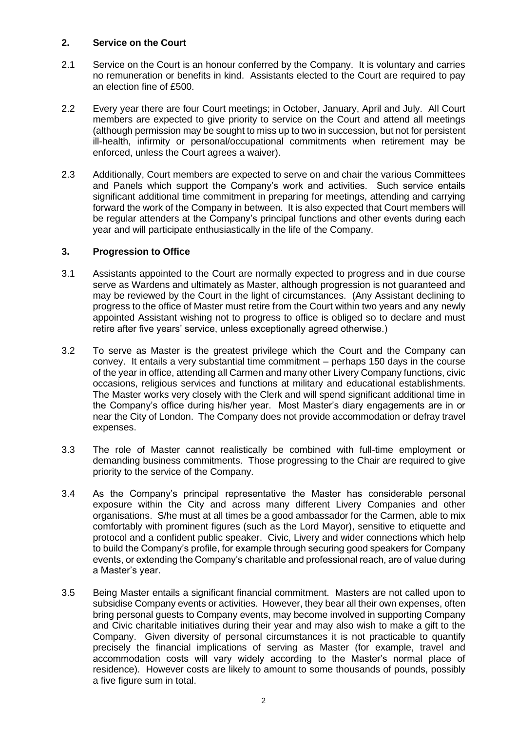## 2. Service on the Court

2.1 Service on the Court is an honour conferred by the Company. It is voluntary and carries no remuneration or benefits in kind. Assistants elected to the Court are required to pay an election fine of £500.

2.2 Every year there are four Court meetings; in October, January, April and July. All Court members are expected to give priority to service on the Court and attend all meetings (although permission may be sought to miss up to two in succession, but not for persistent ill-health, infirmity or personal/occupational commitments when retirement may be enforced, unless the Court agrees a waiver).

2.3 Additionally, Court members are expected to serve on and chair the various Committees and Panels which support the Company's work and activities. Such service entails significant additional time commitment in preparing for meetings, attending and carrying forward the work of the Company in between. It is also expected that Court members will be regular attenders at the Company's principal functions and other events during each year and will participate enthusiastically in the life of the Company.

## 3. Progression to Office

3.1 Assistants appointed to the Court are normally expected to progress and in due course serve as Wardens and ultimately as Master, although progression is not guaranteed and may be reviewed by the Court in the light of circumstances. (Any Assistant declining to progress to the office of Master must retire from the Court within two years and any newly appointed Assistant wishing not to progress to office is obliged so to declare and must retire after five years' service, unless exceptionally agreed otherwise.)

3.2 To serve as Master is the greatest privilege which the Court and the Company can convey. It entails a very substantial time commitment – perhaps 150 days in the course of the year in office, attending all Carmen and many other Livery Company functions, civic occasions, religious services and functions at military and educational establishments. The Master works very closely with the Clerk and will spend significant additional time in the Company's office during his/her year. Most Master's diary engagements are in or near the City of London. The Company does not provide accommodation or defray travel expenses.

3.3 The role of Master cannot realistically be combined with full-time employment or demanding business commitments. Those progressing to the Chair are required to give priority to the service of the Company.

3.4 As the Company's principal representative the Master has considerable personal exposure within the City and across many different Livery Companies and other organisations. S/he must at all times be a good ambassador for the Carmen, able to mix comfortably with prominent figures (such as the Lord Mayor), sensitive to etiquette and protocol and a confident public speaker. Civic, Livery and wider connections which help to build the Company's profile, for example through securing good speakers for Company events, or extending the Company's charitable and professional reach, are of value during a Master's year.

3.5 Being Master entails a significant financial commitment. Masters are not called upon to subsidise Company events or activities. However, they bear all their own expenses, often bring personal guests to Company events, may become involved in supporting Company and Civic charitable initiatives during their year and may also wish to make a gift to the Company. Given diversity of personal circumstances it is not practicable to quantify precisely the financial implications of serving as Master (for example, travel and accommodation costs will vary widely according to the Master's normal place of residence). However costs are likely to amount to some thousands of pounds, possibly a five figure sum in total.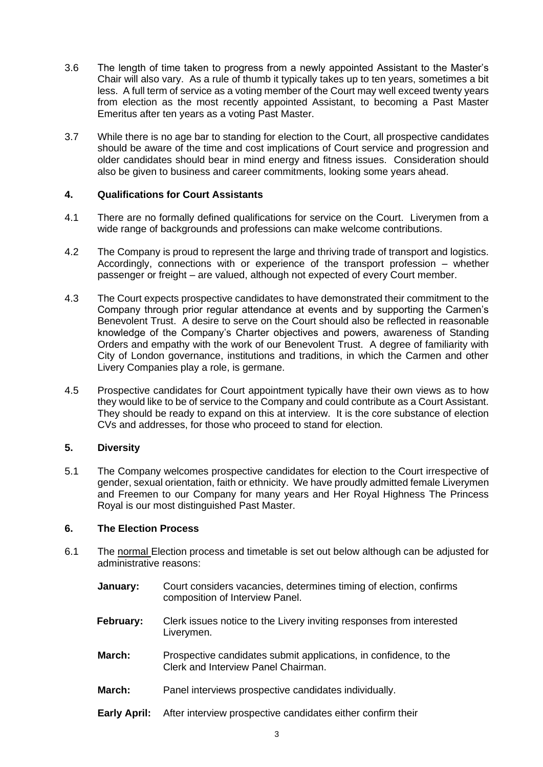3.6 The length of time taken to progress from a newly appointed Assistant to the Master's Chair will also vary. As a rule of thumb it typically takes up to ten years, sometimes a bit less. A full term of service as a voting member of the Court may well exceed twenty years from election as the most recently appointed Assistant, to becoming a Past Master Emeritus after ten years as a voting Past Master.

3.7 While there is no age bar to standing for election to the Court, all prospective candidates should be aware of the time and cost implications of Court service and progression and older candidates should bear in mind energy and fitness issues. Consideration should also be given to business and career commitments, looking some years ahead.

## 4. Qualifications for Court Assistants

4.1 There are no formally defined qualifications for service on the Court. Liverymen from a wide range of backgrounds and professions can make welcome contributions.

4.2 The Company is proud to represent the large and thriving trade of transport and logistics. Accordingly, connections with or experience of the transport profession – whether passenger or freight – are valued, although not expected of every Court member.

4.3 The Court expects prospective candidates to have demonstrated their commitment to the Company through prior regular attendance at events and by supporting the Carmen's Benevolent Trust. A desire to serve on the Court should also be reflected in reasonable knowledge of the Company's Charter objectives and powers, awareness of Standing Orders and empathy with the work of our Benevolent Trust. A degree of familiarity with City of London governance, institutions and traditions, in which the Carmen and other Livery Companies play a role, is germane.

4.5 Prospective candidates for Court appointment typically have their own views as to how they would like to be of service to the Company and could contribute as a Court Assistant. They should be ready to expand on this at interview. It is the core substance of election CVs and addresses, for those who proceed to stand for election.

## 5. Diversity

5.1 The Company welcomes prospective candidates for election to the Court irrespective of gender, sexual orientation, faith or ethnicity. We have proudly admitted female Liverymen and Freemen to our Company for many years and Her Royal Highness The Princess Royal is our most distinguished Past Master.

## 6. The Election Process

6.1 The normal Election process and timetable is set out below although can be adjusted for administrative reasons:

**January:** Court considers vacancies, determines timing of election, confirms composition of Interview Panel.

**February:** Clerk issues notice to the Livery inviting responses from interested Liverymen.

**March:** Prospective candidates submit applications, in confidence, to the Clerk and Interview Panel Chairman.

**March:** Panel interviews prospective candidates individually.

**Early April:** After interview prospective candidates either confirm their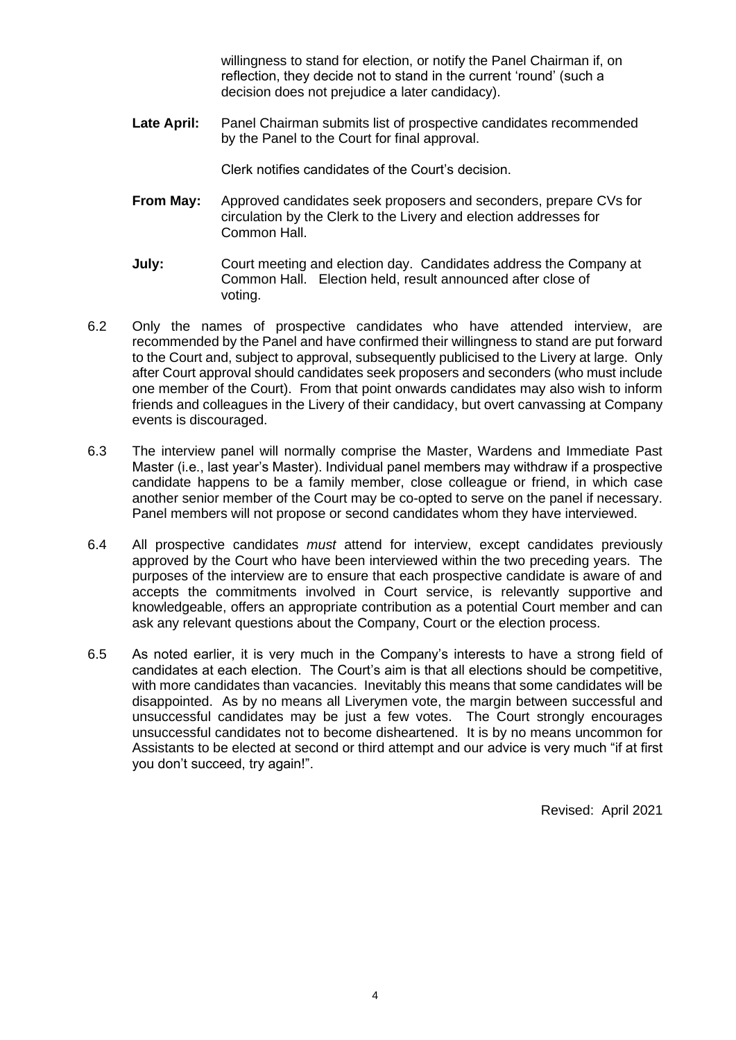willingness to stand for election, or notify the Panel Chairman if, on reflection, they decide not to stand in the current 'round' (such a decision does not prejudice a later candidacy).

**Late April:** Panel Chairman submits list of prospective candidates recommended by the Panel to the Court for final approval.

Clerk notifies candidates of the Court's decision.

**From May:** Approved candidates seek proposers and seconders, prepare CVs for circulation by the Clerk to the Livery and election addresses for Common Hall.

**July:** Court meeting and election day. Candidates address the Company at Common Hall. Election held, result announced after close of voting.

6.2 Only the names of prospective candidates who have attended interview, are recommended by the Panel and have confirmed their willingness to stand are put forward to the Court and, subject to approval, subsequently publicised to the Livery at large. Only after Court approval should candidates seek proposers and seconders (who must include one member of the Court). From that point onwards candidates may also wish to inform friends and colleagues in the Livery of their candidacy, but overt canvassing at Company events is discouraged.

6.3 The interview panel will normally comprise the Master, Wardens and Immediate Past Master (i.e., last year's Master). Individual panel members may withdraw if a prospective candidate happens to be a family member, close colleague or friend, in which case another senior member of the Court may be co-opted to serve on the panel if necessary. Panel members will not propose or second candidates whom they have interviewed.

6.4 All prospective candidates *must* attend for interview, except candidates previously approved by the Court who have been interviewed within the two preceding years. The purposes of the interview are to ensure that each prospective candidate is aware of and accepts the commitments involved in Court service, is relevantly supportive and knowledgeable, offers an appropriate contribution as a potential Court member and can ask any relevant questions about the Company, Court or the election process.

6.5 As noted earlier, it is very much in the Company's interests to have a strong field of candidates at each election. The Court's aim is that all elections should be competitive, with more candidates than vacancies. Inevitably this means that some candidates will be disappointed. As by no means all Liverymen vote, the margin between successful and unsuccessful candidates may be just a few votes. The Court strongly encourages unsuccessful candidates not to become disheartened. It is by no means uncommon for Assistants to be elected at second or third attempt and our advice is very much "if at first you don't succeed, try again!".

Revised: April 2021